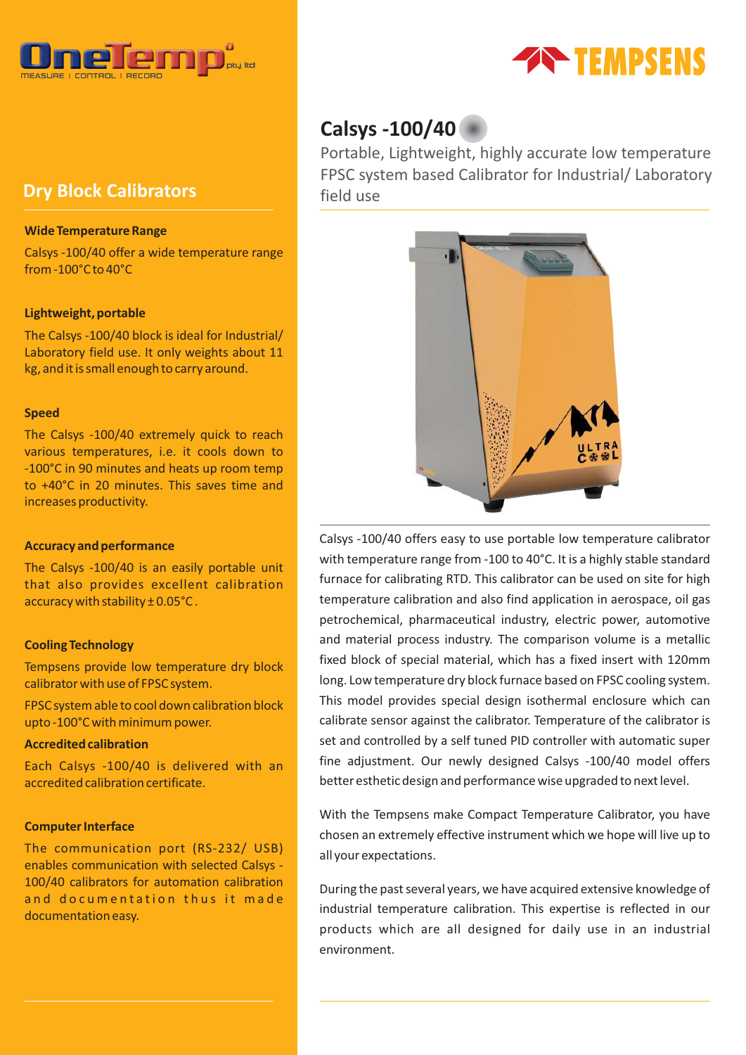# Calsys -100/40

Portable, Lightweight, highly accurate low temperature FPSC system based Calibrator for Industrial/ Laboratory field use

## Dry Block Calibrators

### Wide Temperature Range

Calsys -100/40 offer a wide temperature range from -100°C to 40°C

### Lightweight, portable

The Calsys -100/40 block is ideal for Industrial/ Laboratory field use. It only weights about 11 kg, and it is small enough to carry around.

### Speed

The Calsys -100/40 extremely quick to reach various temperatures, i.e. it cools down to -100°C in 90 minutes and heats up room temp to +40°C in 20 minutes. This saves time and increases productivity.

### Accuracy and performance

The Calsys -100/40 is an easily portable unit that also provides excellent calibration accuracy with stability ± 0.05°C.

### Cooling Technology

Tempsens provide low temperature dry block calibrator with use of FPSC system.

FPSC system able to cool down calibration block upto -100°C with minimum power.

### Accredited calibration

Each Calsys -100/40 is delivered with an accredited calibration certificate.

### Computer Interface

The communication port (RS-232/ USB) enables communication with selected Calsys -100/40 calibrators for automation calibration and documentation thus it made documentation easy.

---

Calsys -100/40 offers easy to use portable low temperature calibrator with temperature range from -100 to 40°C. It is a highly stable standard furnace for calibrating RTD. This calibrator can be used on site for high temperature calibration and also find application in aerospace, oil gas petrochemical, pharmaceutical industry, electric power, automotive and material process industry. The comparison volume is a metallic fixed block of special material, which has a fixed insert with 120mm long. Low temperature dry block furnace based on FPSC cooling system. This model provides special design isothermal enclosure which can calibrate sensor against the calibrator. Temperature of the calibrator is set and controlled by a self tuned PID controller with automatic super fine adjustment. Our newly designed Calsys -100/40 model offers better esthetic design and performance wise upgraded to next level.

With the Tempsens make Compact Temperature Calibrator, you have chosen an extremely effective instrument which we hope will live up to all your expectations.

During the past several years, we have acquired extensive knowledge of industrial temperature calibration. This expertise is reflected in our products which are all designed for daily use in an industrial environment.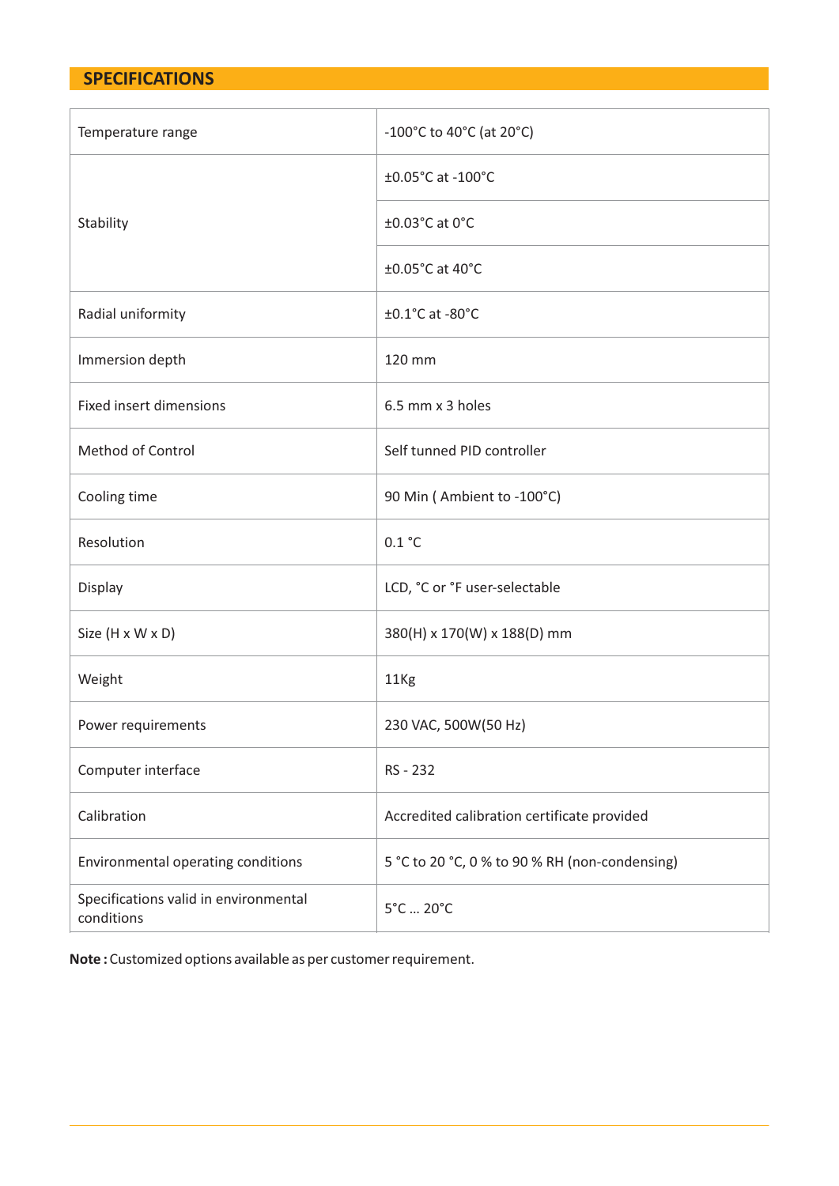## SPECIFICATIONS

| | |
|---|---|
| Temperature range | -100°C to 40°C (at 20°C) |
| Stability | ±0.05°C at -100°C |
| | ±0.03°C at 0°C |
| | ±0.05°C at 40°C |
| Radial uniformity | ±0.1°C at -80°C |
| Immersion depth | 120 mm |
| Fixed insert dimensions | 6.5 mm x 3 holes |
| Method of Control | Self tunned PID controller |
| Cooling time | 90 Min ( Ambient to -100°C) |
| Resolution | 0.1 °C |
| Display | LCD, °C or °F user-selectable |
| Size (H x W x D) | 380(H) x 170(W) x 188(D) mm |
| Weight | 11Kg |
| Power requirements | 230 VAC, 500W(50 Hz) |
| Computer interface | RS - 232 |
| Calibration | Accredited calibration certificate provided |
| Environmental operating conditions | 5 °C to 20 °C, 0 % to 90 % RH (non-condensing) |
| Specifications valid in environmental conditions | 5°C ... 20°C |

**Note :** Customized options available as per customer requirement.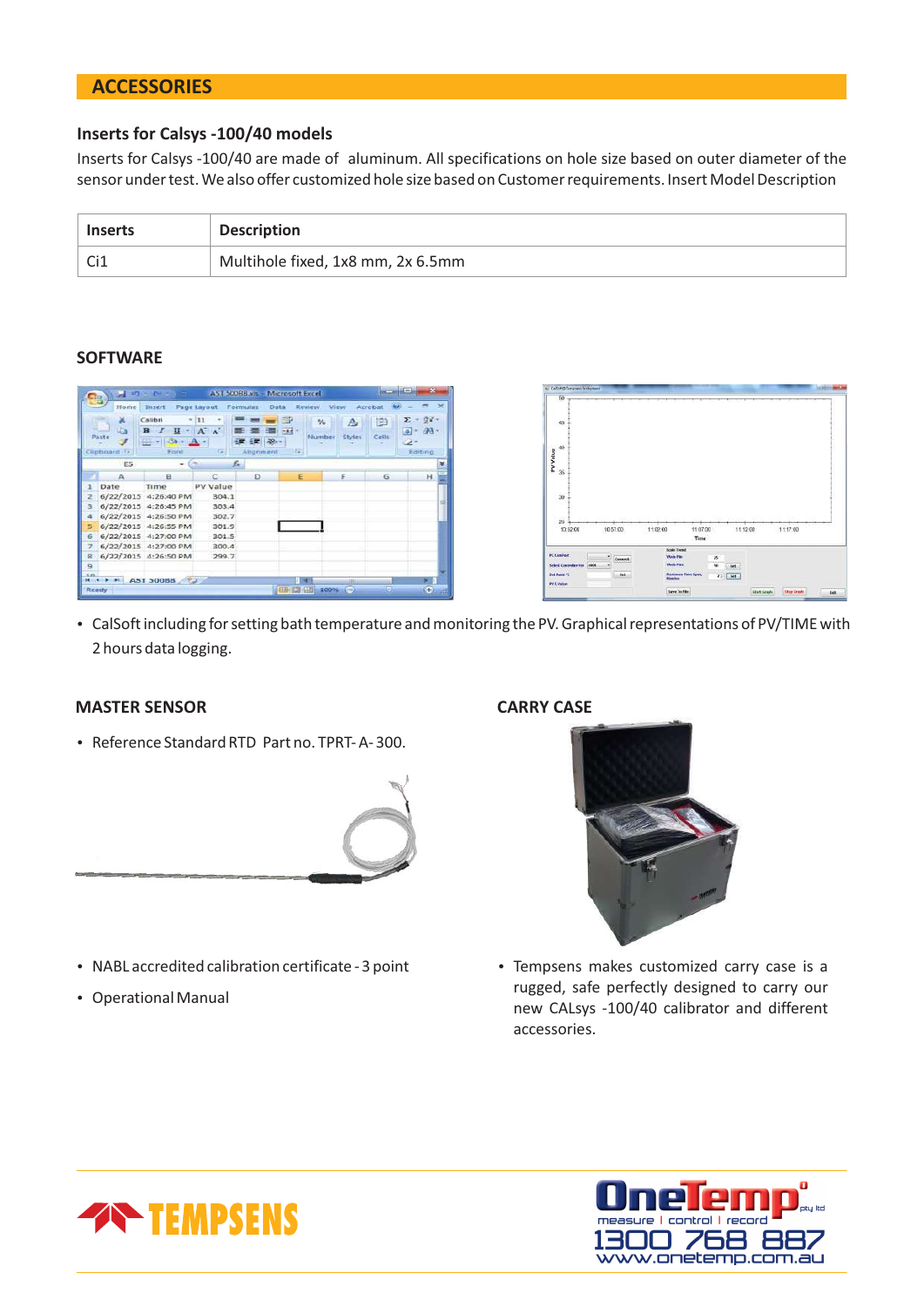## ACCESSORIES

### Inserts for Calsys -100/40 models

Inserts for Calsys -100/40 are made of aluminum. All specifications on hole size based on outer diameter of the sensor under test. We also offer customized hole size based on Customer requirements. Insert Model Description

| Inserts | Description |
| --- | --- |
| Ci1 | Multihole fixed, 1x8 mm, 2x 6.5mm |

### SOFTWARE

- CalSoft including for setting bath temperature and monitoring the PV. Graphical representations of PV/TIME with 2 hours data logging.

### MASTER SENSOR

- Reference Standard RTD Part no. TPRT- A- 300.
- NABL accredited calibration certificate - 3 point
- Operational Manual

### CARRY CASE

- Tempsens makes customized carry case is a rugged, safe perfectly designed to carry our new CALsys -100/40 calibrator and different accessories.

TEMPSENS

OneTemp pty ltd
measure | control | record
1300 768 887
www.onetemp.com.au